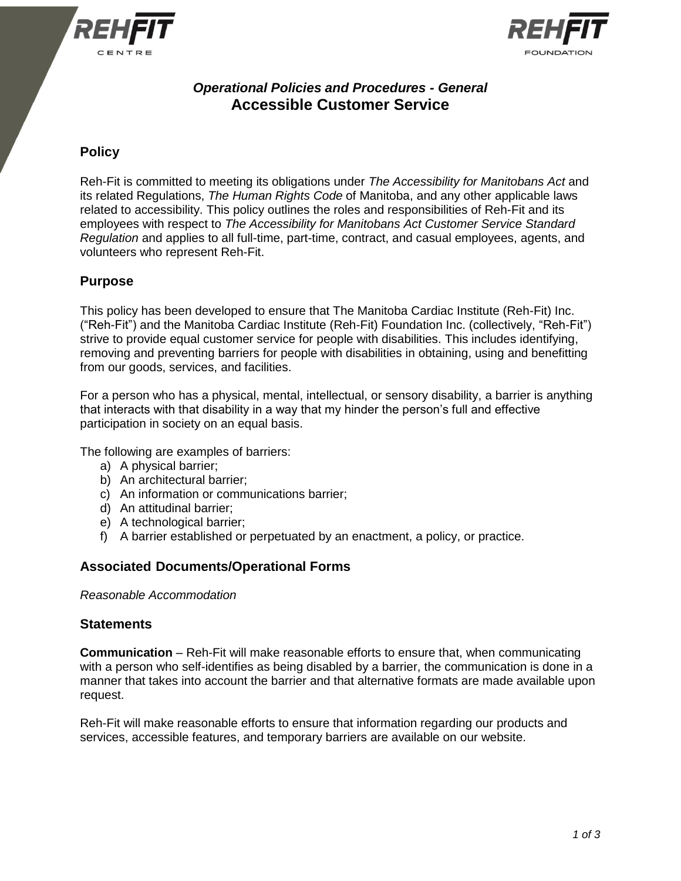*Operational Policies and Procedures - General*

# Accessible Customer Service

## Policy

Reh-Fit is committed to meeting its obligations under *The Accessibility for Manitobans Act* and its related Regulations, *The Human Rights Code* of Manitoba, and any other applicable laws related to accessibility. This policy outlines the roles and responsibilities of Reh-Fit and its employees with respect to *The Accessibility for Manitobans Act Customer Service Standard Regulation* and applies to all full-time, part-time, contract, and casual employees, agents, and volunteers who represent Reh-Fit.

## Purpose

This policy has been developed to ensure that The Manitoba Cardiac Institute (Reh-Fit) Inc. ("Reh-Fit") and the Manitoba Cardiac Institute (Reh-Fit) Foundation Inc. (collectively, "Reh-Fit") strive to provide equal customer service for people with disabilities. This includes identifying, removing and preventing barriers for people with disabilities in obtaining, using and benefitting from our goods, services, and facilities.

For a person who has a physical, mental, intellectual, or sensory disability, a barrier is anything that interacts with that disability in a way that my hinder the person's full and effective participation in society on an equal basis.

The following are examples of barriers:

a) A physical barrier;
b) An architectural barrier;
c) An information or communications barrier;
d) An attitudinal barrier;
e) A technological barrier;
f) A barrier established or perpetuated by an enactment, a policy, or practice.

## Associated Documents/Operational Forms

*Reasonable Accommodation*

## Statements

**Communication** – Reh-Fit will make reasonable efforts to ensure that, when communicating with a person who self-identifies as being disabled by a barrier, the communication is done in a manner that takes into account the barrier and that alternative formats are made available upon request.

Reh-Fit will make reasonable efforts to ensure that information regarding our products and services, accessible features, and temporary barriers are available on our website.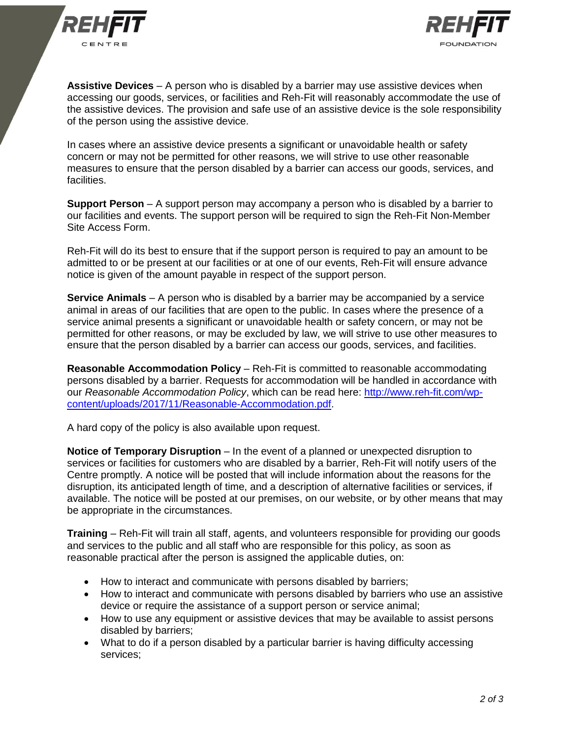**Assistive Devices** – A person who is disabled by a barrier may use assistive devices when accessing our goods, services, or facilities and Reh-Fit will reasonably accommodate the use of the assistive devices. The provision and safe use of an assistive device is the sole responsibility of the person using the assistive device.

In cases where an assistive device presents a significant or unavoidable health or safety concern or may not be permitted for other reasons, we will strive to use other reasonable measures to ensure that the person disabled by a barrier can access our goods, services, and facilities.

**Support Person** – A support person may accompany a person who is disabled by a barrier to our facilities and events. The support person will be required to sign the Reh-Fit Non-Member Site Access Form.

Reh-Fit will do its best to ensure that if the support person is required to pay an amount to be admitted to or be present at our facilities or at one of our events, Reh-Fit will ensure advance notice is given of the amount payable in respect of the support person.

**Service Animals** – A person who is disabled by a barrier may be accompanied by a service animal in areas of our facilities that are open to the public. In cases where the presence of a service animal presents a significant or unavoidable health or safety concern, or may not be permitted for other reasons, or may be excluded by law, we will strive to use other measures to ensure that the person disabled by a barrier can access our goods, services, and facilities.

**Reasonable Accommodation Policy** – Reh-Fit is committed to reasonable accommodating persons disabled by a barrier. Requests for accommodation will be handled in accordance with our *Reasonable Accommodation Policy*, which can be read here: [http://www.reh-fit.com/wp-content/uploads/2017/11/Reasonable-Accommodation.pdf](http://www.reh-fit.com/wp-content/uploads/2017/11/Reasonable-Accommodation.pdf).

A hard copy of the policy is also available upon request.

**Notice of Temporary Disruption** – In the event of a planned or unexpected disruption to services or facilities for customers who are disabled by a barrier, Reh-Fit will notify users of the Centre promptly. A notice will be posted that will include information about the reasons for the disruption, its anticipated length of time, and a description of alternative facilities or services, if available. The notice will be posted at our premises, on our website, or by other means that may be appropriate in the circumstances.

**Training** – Reh-Fit will train all staff, agents, and volunteers responsible for providing our goods and services to the public and all staff who are responsible for this policy, as soon as reasonable practical after the person is assigned the applicable duties, on:

- How to interact and communicate with persons disabled by barriers;
- How to interact and communicate with persons disabled by barriers who use an assistive device or require the assistance of a support person or service animal;
- How to use any equipment or assistive devices that may be available to assist persons disabled by barriers;
- What to do if a person disabled by a particular barrier is having difficulty accessing services;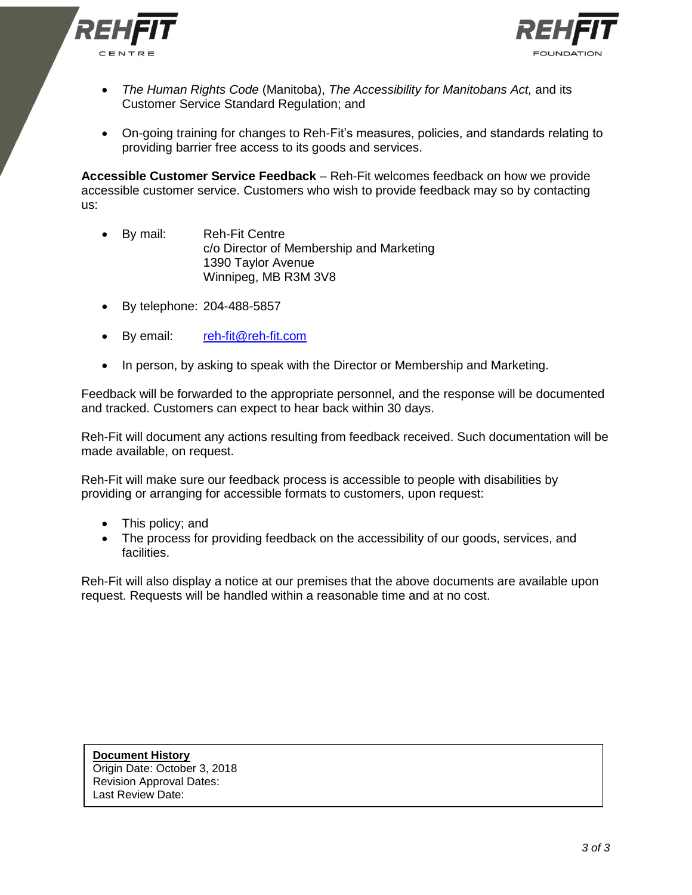- *The Human Rights Code* (Manitoba), *The Accessibility for Manitobans Act,* and its Customer Service Standard Regulation; and
- On-going training for changes to Reh-Fit's measures, policies, and standards relating to providing barrier free access to its goods and services.

**Accessible Customer Service Feedback** – Reh-Fit welcomes feedback on how we provide accessible customer service. Customers who wish to provide feedback may so by contacting us:

- By mail: Reh-Fit Centre
  c/o Director of Membership and Marketing
  1390 Taylor Avenue
  Winnipeg, MB R3M 3V8
- By telephone: 204-488-5857
- By email: reh-fit@reh-fit.com
- In person, by asking to speak with the Director or Membership and Marketing.

Feedback will be forwarded to the appropriate personnel, and the response will be documented and tracked. Customers can expect to hear back within 30 days.

Reh-Fit will document any actions resulting from feedback received. Such documentation will be made available, on request.

Reh-Fit will make sure our feedback process is accessible to people with disabilities by providing or arranging for accessible formats to customers, upon request:

- This policy; and
- The process for providing feedback on the accessibility of our goods, services, and facilities.

Reh-Fit will also display a notice at our premises that the above documents are available upon request. Requests will be handled within a reasonable time and at no cost.

**Document History**
Origin Date: October 3, 2018
Revision Approval Dates:
Last Review Date: